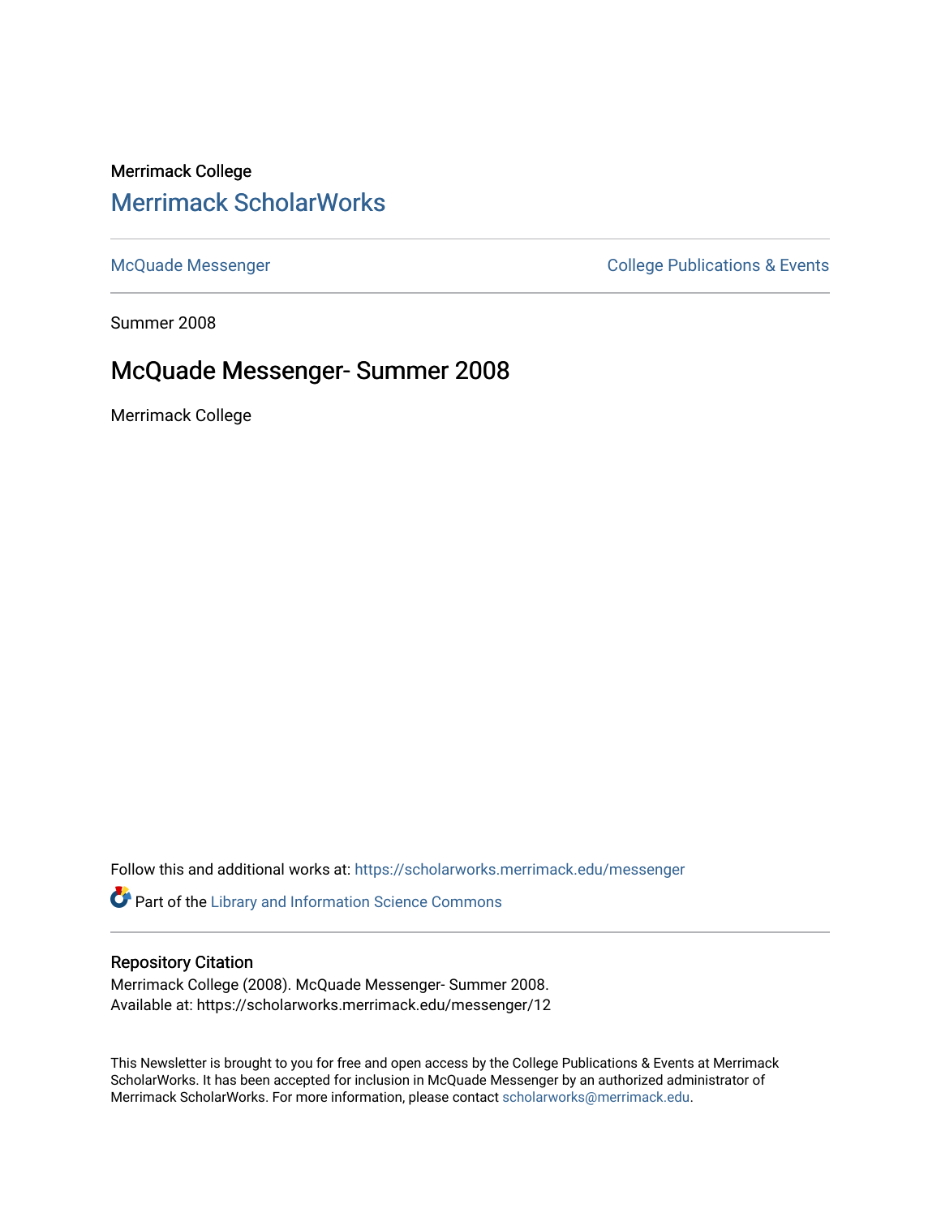Merrimack College

# Merrimack ScholarWorks

McQuade Messenger

College Publications & Events

Summer 2008

## McQuade Messenger- Summer 2008

Merrimack College

Follow this and additional works at: https://scholarworks.merrimack.edu/messenger

Part of the Library and Information Science Commons

### Repository Citation

Merrimack College (2008). McQuade Messenger- Summer 2008.
Available at: https://scholarworks.merrimack.edu/messenger/12

This Newsletter is brought to you for free and open access by the College Publications & Events at Merrimack ScholarWorks. It has been accepted for inclusion in McQuade Messenger by an authorized administrator of Merrimack ScholarWorks. For more information, please contact scholarworks@merrimack.edu.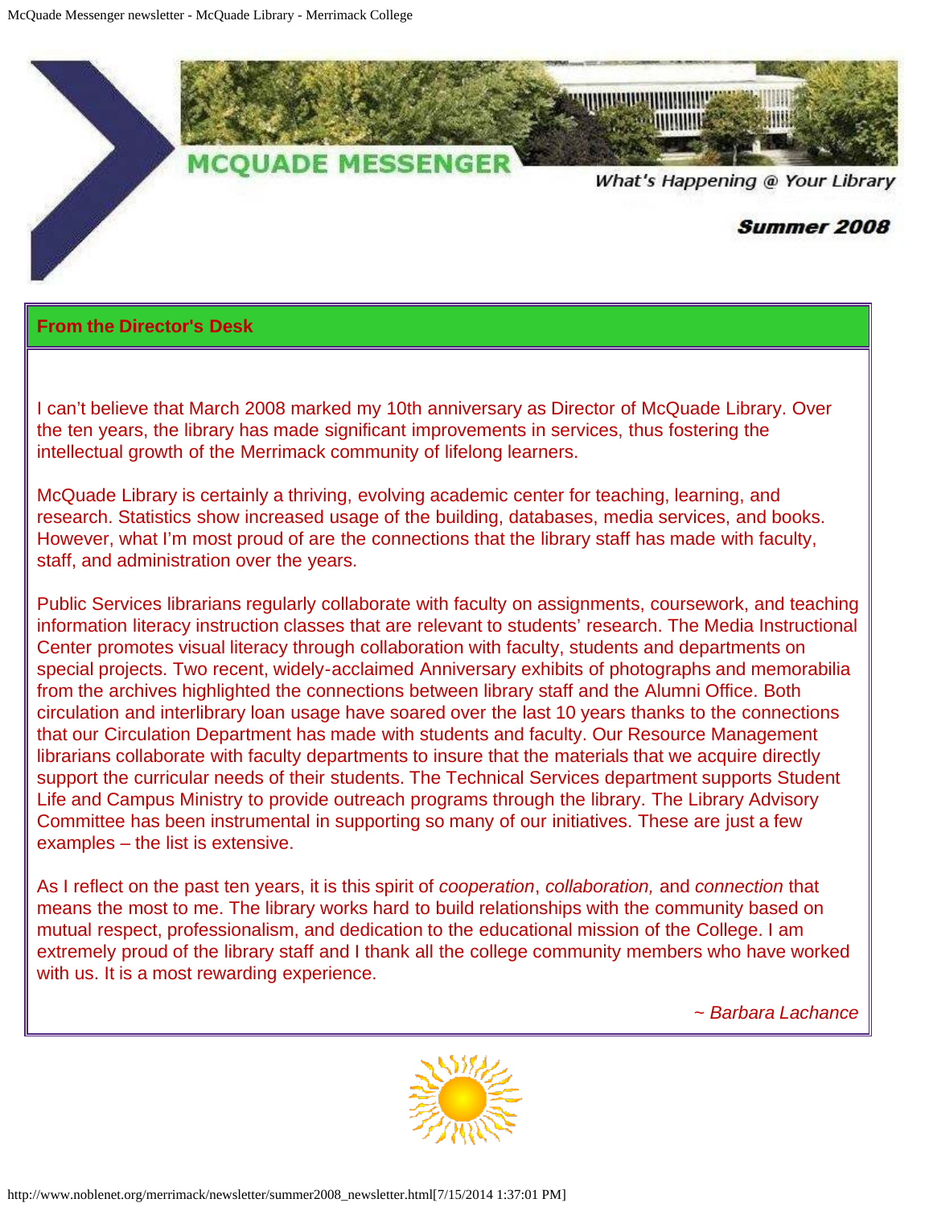# MCQUADE MESSENGER

What's Happening @ Your Library

**Summer 2008**

## From the Director's Desk

I can't believe that March 2008 marked my 10th anniversary as Director of McQuade Library. Over the ten years, the library has made significant improvements in services, thus fostering the intellectual growth of the Merrimack community of lifelong learners.

McQuade Library is certainly a thriving, evolving academic center for teaching, learning, and research. Statistics show increased usage of the building, databases, media services, and books. However, what I'm most proud of are the connections that the library staff has made with faculty, staff, and administration over the years.

Public Services librarians regularly collaborate with faculty on assignments, coursework, and teaching information literacy instruction classes that are relevant to students' research. The Media Instructional Center promotes visual literacy through collaboration with faculty, students and departments on special projects. Two recent, widely-acclaimed Anniversary exhibits of photographs and memorabilia from the archives highlighted the connections between library staff and the Alumni Office. Both circulation and interlibrary loan usage have soared over the last 10 years thanks to the connections that our Circulation Department has made with students and faculty. Our Resource Management librarians collaborate with faculty departments to insure that the materials that we acquire directly support the curricular needs of their students. The Technical Services department supports Student Life and Campus Ministry to provide outreach programs through the library. The Library Advisory Committee has been instrumental in supporting so many of our initiatives. These are just a few examples – the list is extensive.

As I reflect on the past ten years, it is this spirit of *cooperation*, *collaboration,* and *connection* that means the most to me. The library works hard to build relationships with the community based on mutual respect, professionalism, and dedication to the educational mission of the College. I am extremely proud of the library staff and I thank all the college community members who have worked with us. It is a most rewarding experience.

*~ Barbara Lachance*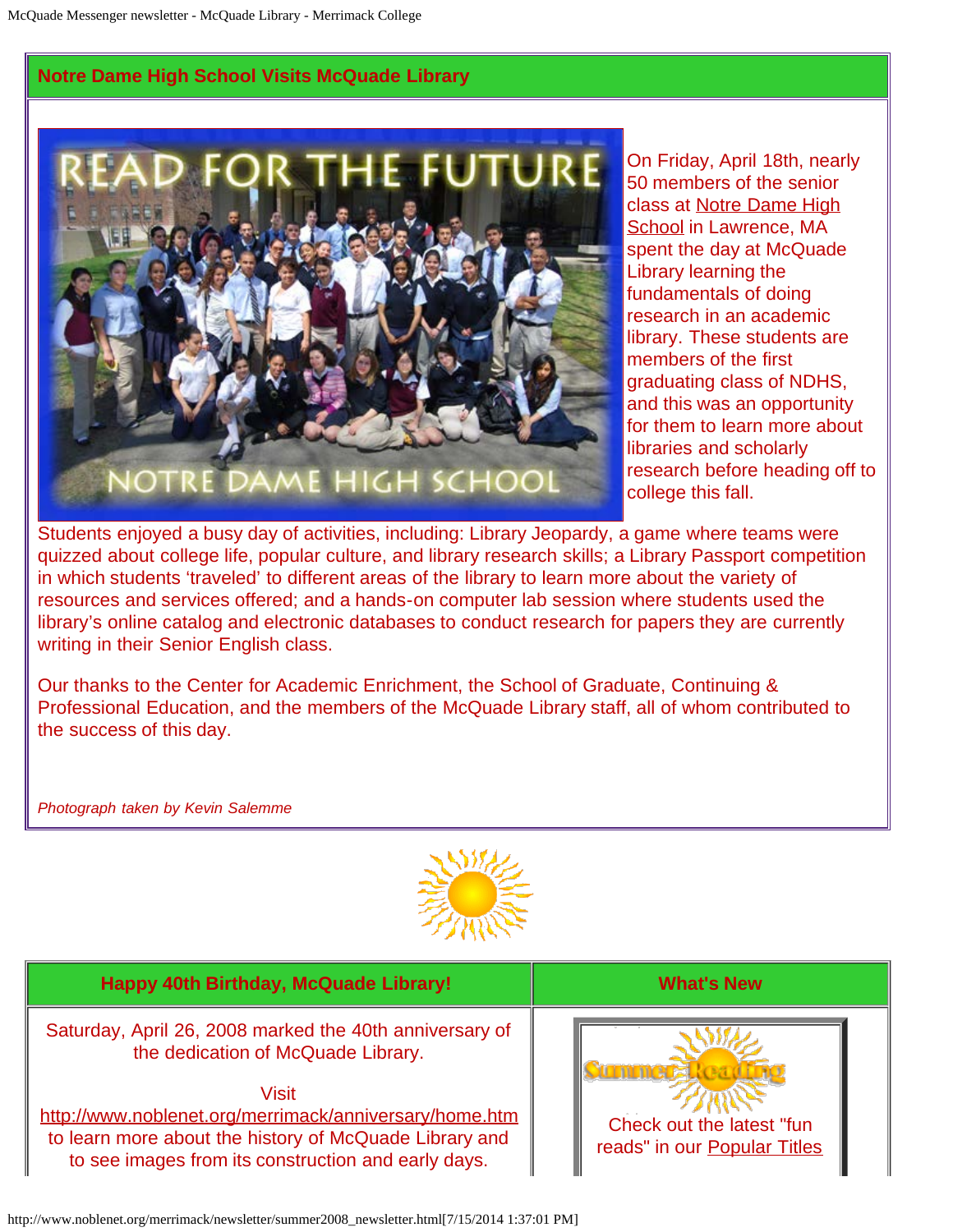## Notre Dame High School Visits McQuade Library

On Friday, April 18th, nearly 50 members of the senior class at Notre Dame High School in Lawrence, MA spent the day at McQuade Library learning the fundamentals of doing research in an academic library. These students are members of the first graduating class of NDHS, and this was an opportunity for them to learn more about libraries and scholarly research before heading off to college this fall.

Students enjoyed a busy day of activities, including: Library Jeopardy, a game where teams were quizzed about college life, popular culture, and library research skills; a Library Passport competition in which students 'traveled' to different areas of the library to learn more about the variety of resources and services offered; and a hands-on computer lab session where students used the library's online catalog and electronic databases to conduct research for papers they are currently writing in their Senior English class.

Our thanks to the Center for Academic Enrichment, the School of Graduate, Continuing & Professional Education, and the members of the McQuade Library staff, all of whom contributed to the success of this day.

*Photograph taken by Kevin Salemme*

## Happy 40th Birthday, McQuade Library!

Saturday, April 26, 2008 marked the 40th anniversary of the dedication of McQuade Library.

Visit http://www.noblenet.org/merrimack/anniversary/home.htm to learn more about the history of McQuade Library and to see images from its construction and early days.

## What's New

Summer Reading

Check out the latest "fun reads" in our Popular Titles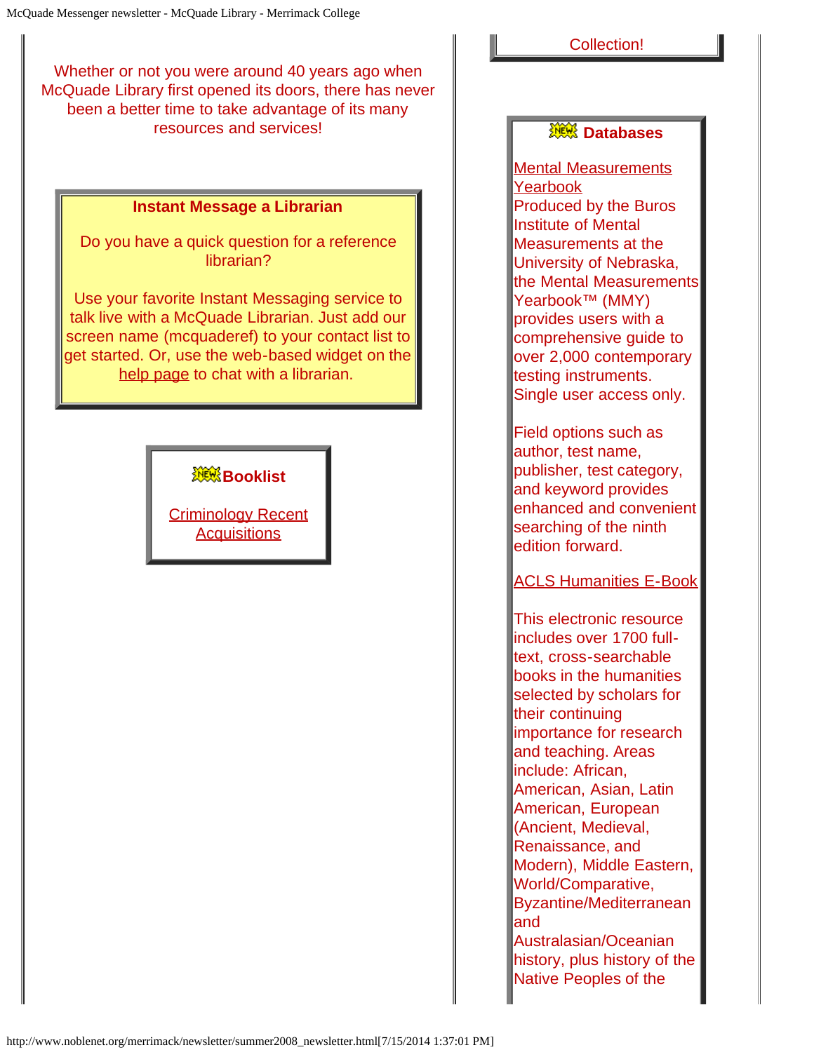Collection!

Whether or not you were around 40 years ago when McQuade Library first opened its doors, there has never been a better time to take advantage of its many resources and services!

**Instant Message a Librarian**

Do you have a quick question for a reference librarian?

Use your favorite Instant Messaging service to talk live with a McQuade Librarian. Just add our screen name (mcquaderef) to your contact list to get started. Or, use the web-based widget on the help page to chat with a librarian.

**Booklist**

Criminology Recent Acquisitions

**Databases**

Mental Measurements Yearbook
Produced by the Buros Institute of Mental Measurements at the University of Nebraska, the Mental Measurements Yearbook™ (MMY) provides users with a comprehensive guide to over 2,000 contemporary testing instruments. Single user access only.

Field options such as author, test name, publisher, test category, and keyword provides enhanced and convenient searching of the ninth edition forward.

ACLS Humanities E-Book

This electronic resource includes over 1700 full-text, cross-searchable books in the humanities selected by scholars for their continuing importance for research and teaching. Areas include: African, American, Asian, Latin American, European (Ancient, Medieval, Renaissance, and Modern), Middle Eastern, World/Comparative, Byzantine/Mediterranean and Australasian/Oceanian history, plus history of the Native Peoples of the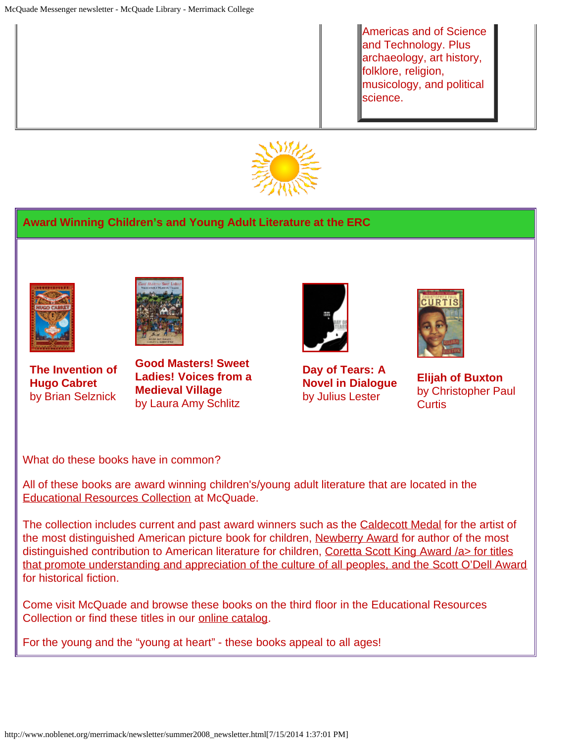Americas and of Science and Technology. Plus archaeology, art history, folklore, religion, musicology, and political science.

## Award Winning Children's and Young Adult Literature at the ERC

**The Invention of Hugo Cabret**
by Brian Selznick

**Good Masters! Sweet Ladies! Voices from a Medieval Village**
by Laura Amy Schlitz

**Day of Tears: A Novel in Dialogue**
by Julius Lester

**Elijah of Buxton**
by Christopher Paul Curtis

What do these books have in common?

All of these books are award winning children's/young adult literature that are located in the Educational Resources Collection at McQuade.

The collection includes current and past award winners such as the Caldecott Medal for the artist of the most distinguished American picture book for children, Newberry Award for author of the most distinguished contribution to American literature for children, Coretta Scott King Award /a> for titles that promote understanding and appreciation of the culture of all peoples, and the Scott O'Dell Award for historical fiction.

Come visit McQuade and browse these books on the third floor in the Educational Resources Collection or find these titles in our online catalog.

For the young and the "young at heart" - these books appeal to all ages!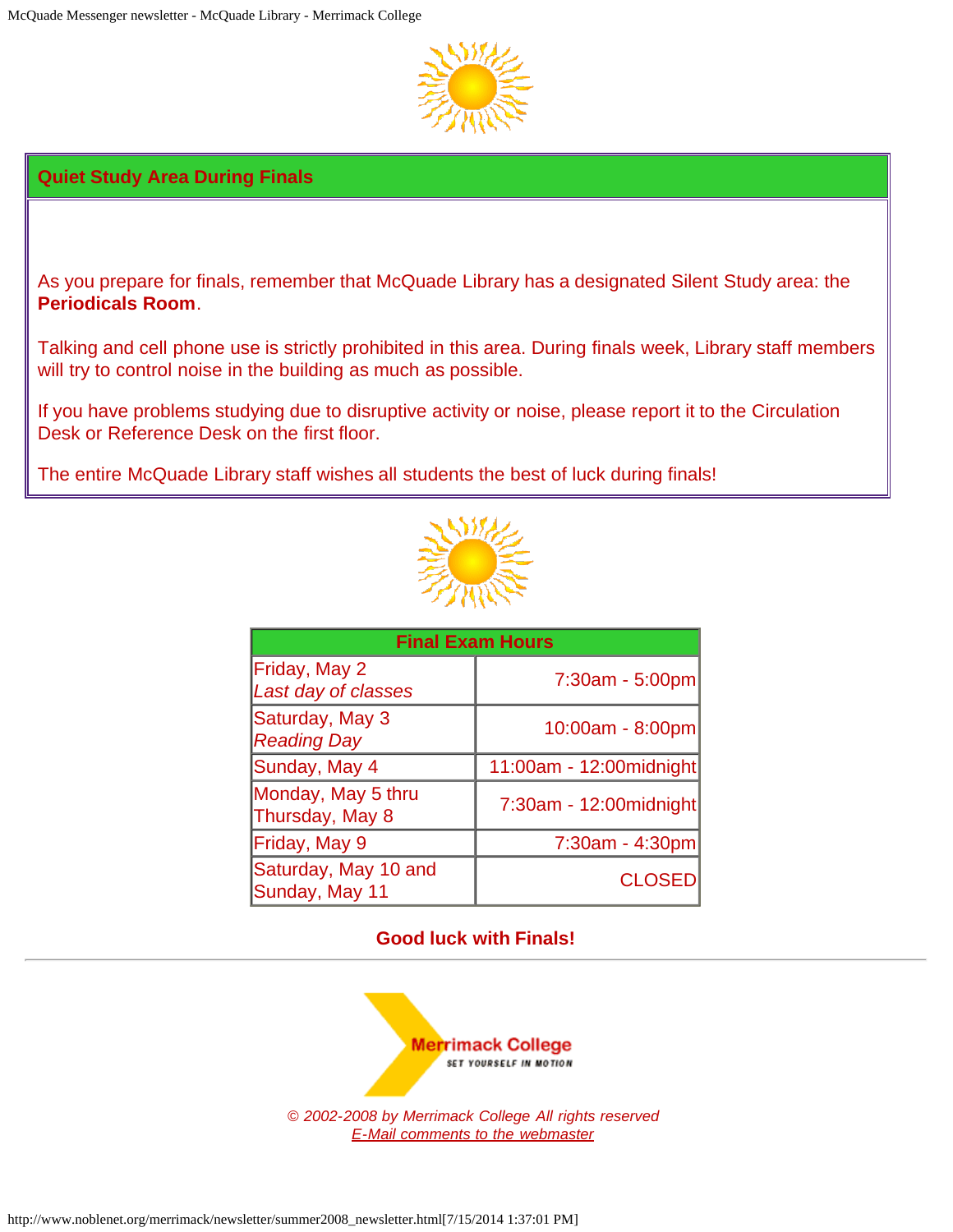## Quiet Study Area During Finals

As you prepare for finals, remember that McQuade Library has a designated Silent Study area: the **Periodicals Room**.

Talking and cell phone use is strictly prohibited in this area. During finals week, Library staff members will try to control noise in the building as much as possible.

If you have problems studying due to disruptive activity or noise, please report it to the Circulation Desk or Reference Desk on the first floor.

The entire McQuade Library staff wishes all students the best of luck during finals!

| Final Exam Hours | |
|---|---|
| Friday, May 2 *Last day of classes* | 7:30am - 5:00pm |
| Saturday, May 3 *Reading Day* | 10:00am - 8:00pm |
| Sunday, May 4 | 11:00am - 12:00midnight |
| Monday, May 5 thru Thursday, May 8 | 7:30am - 12:00midnight |
| Friday, May 9 | 7:30am - 4:30pm |
| Saturday, May 10 and Sunday, May 11 | CLOSED |

**Good luck with Finals!**

---

Merrimack College
SET YOURSELF IN MOTION

*© 2002-2008 by Merrimack College All rights reserved*
*E-Mail comments to the webmaster*